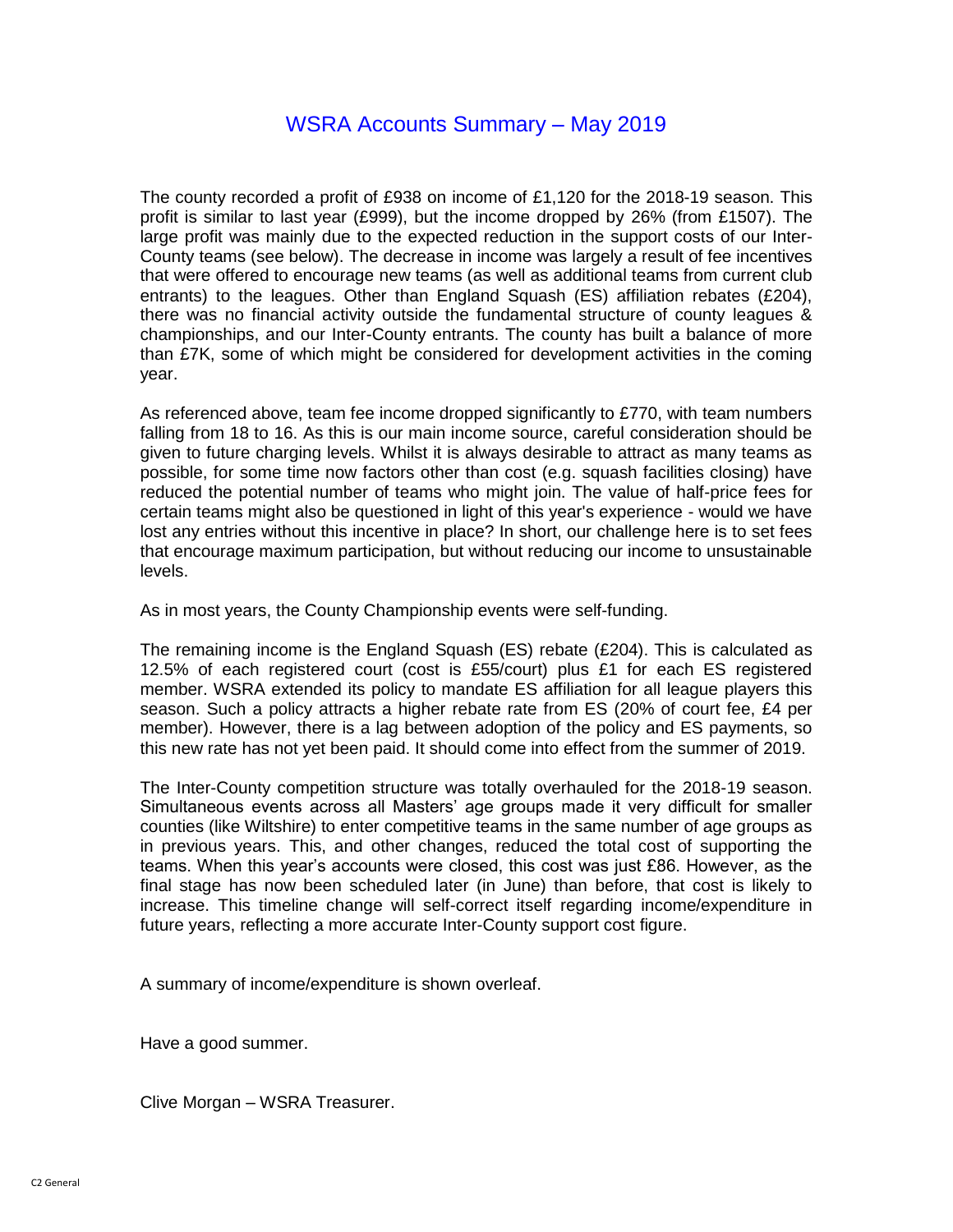# WSRA Accounts Summary – May 2019

The county recorded a profit of £938 on income of £1,120 for the 2018-19 season. This profit is similar to last year (£999), but the income dropped by 26% (from £1507). The large profit was mainly due to the expected reduction in the support costs of our Inter-County teams (see below). The decrease in income was largely a result of fee incentives that were offered to encourage new teams (as well as additional teams from current club entrants) to the leagues. Other than England Squash (ES) affiliation rebates (£204), there was no financial activity outside the fundamental structure of county leagues & championships, and our Inter-County entrants. The county has built a balance of more than £7K, some of which might be considered for development activities in the coming year.

As referenced above, team fee income dropped significantly to £770, with team numbers falling from 18 to 16. As this is our main income source, careful consideration should be given to future charging levels. Whilst it is always desirable to attract as many teams as possible, for some time now factors other than cost (e.g. squash facilities closing) have reduced the potential number of teams who might join. The value of half-price fees for certain teams might also be questioned in light of this year's experience - would we have lost any entries without this incentive in place? In short, our challenge here is to set fees that encourage maximum participation, but without reducing our income to unsustainable levels.

As in most years, the County Championship events were self-funding.

The remaining income is the England Squash (ES) rebate (£204). This is calculated as 12.5% of each registered court (cost is £55/court) plus £1 for each ES registered member. WSRA extended its policy to mandate ES affiliation for all league players this season. Such a policy attracts a higher rebate rate from ES (20% of court fee, £4 per member). However, there is a lag between adoption of the policy and ES payments, so this new rate has not yet been paid. It should come into effect from the summer of 2019.

The Inter-County competition structure was totally overhauled for the 2018-19 season. Simultaneous events across all Masters' age groups made it very difficult for smaller counties (like Wiltshire) to enter competitive teams in the same number of age groups as in previous years. This, and other changes, reduced the total cost of supporting the teams. When this year's accounts were closed, this cost was just £86. However, as the final stage has now been scheduled later (in June) than before, that cost is likely to increase. This timeline change will self-correct itself regarding income/expenditure in future years, reflecting a more accurate Inter-County support cost figure.

A summary of income/expenditure is shown overleaf.

Have a good summer.

Clive Morgan – WSRA Treasurer.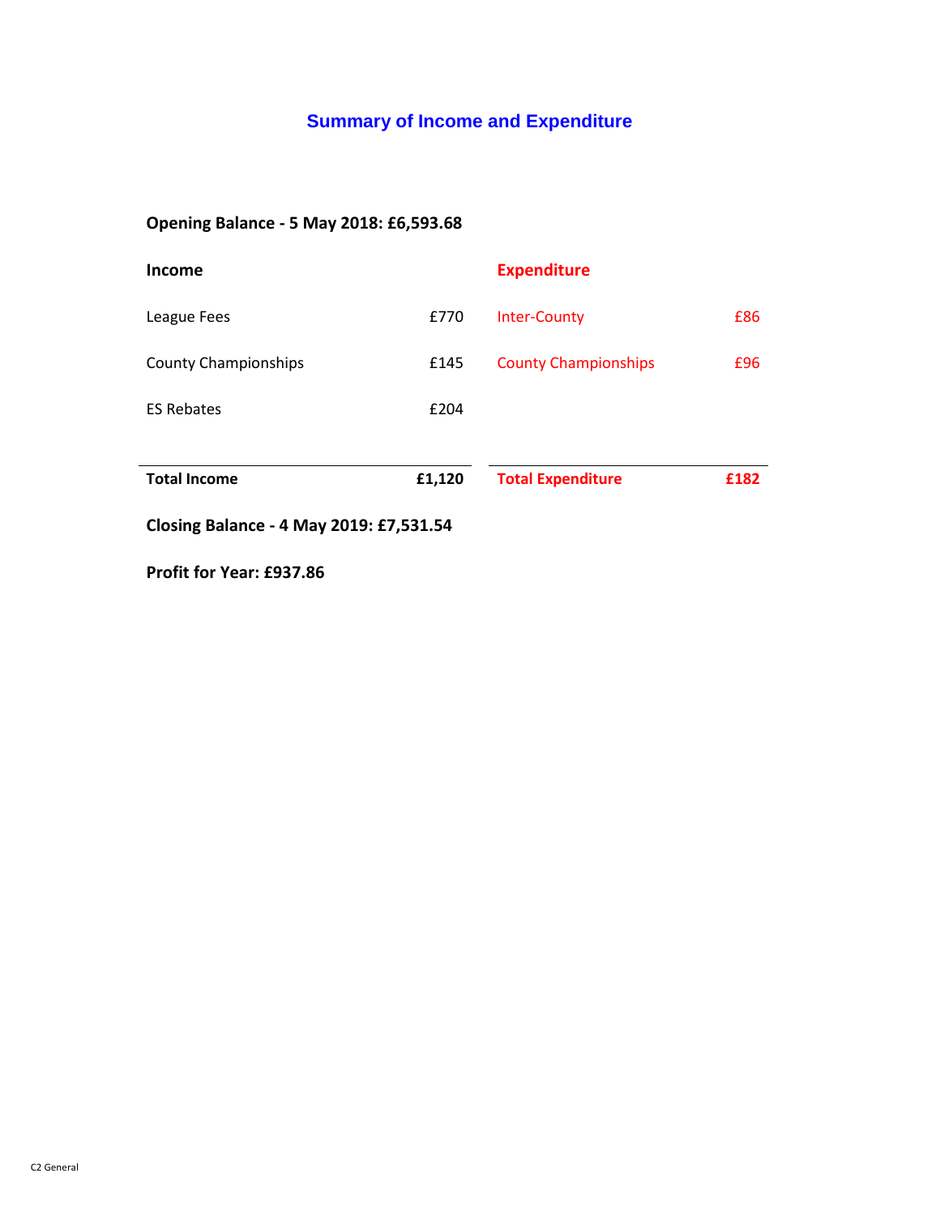## Summary of Income and Expenditure

**Opening Balance - 5 May 2018: £6,593.68**

| **Income** | | **Expenditure** | |
|---|---|---|---|
| League Fees | £770 | Inter-County | £86 |
| County Championships | £145 | County Championships | £96 |
| ES Rebates | £204 | | |
| **Total Income** | **£1,120** | **Total Expenditure** | **£182** |

**Closing Balance - 4 May 2019: £7,531.54**

**Profit for Year: £937.86**